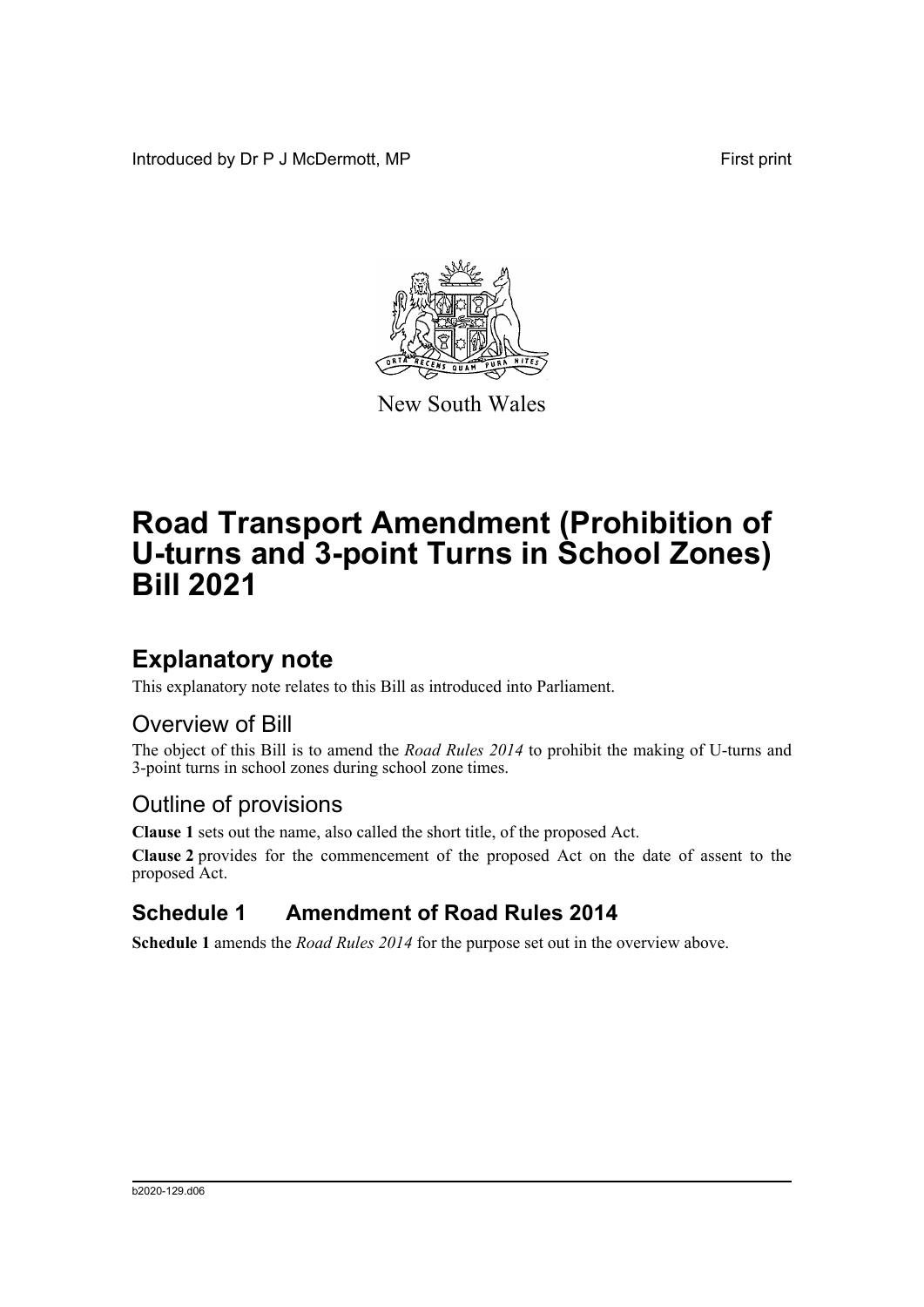Introduced by Dr P J McDermott, MP

First print

New South Wales

# Road Transport Amendment (Prohibition of U-turns and 3-point Turns in School Zones) Bill 2021

## Explanatory note

This explanatory note relates to this Bill as introduced into Parliament.

### Overview of Bill

The object of this Bill is to amend the *Road Rules 2014* to prohibit the making of U-turns and 3-point turns in school zones during school zone times.

### Outline of provisions

**Clause 1** sets out the name, also called the short title, of the proposed Act.

**Clause 2** provides for the commencement of the proposed Act on the date of assent to the proposed Act.

### Schedule 1 Amendment of Road Rules 2014

**Schedule 1** amends the *Road Rules 2014* for the purpose set out in the overview above.

b2020-129.d06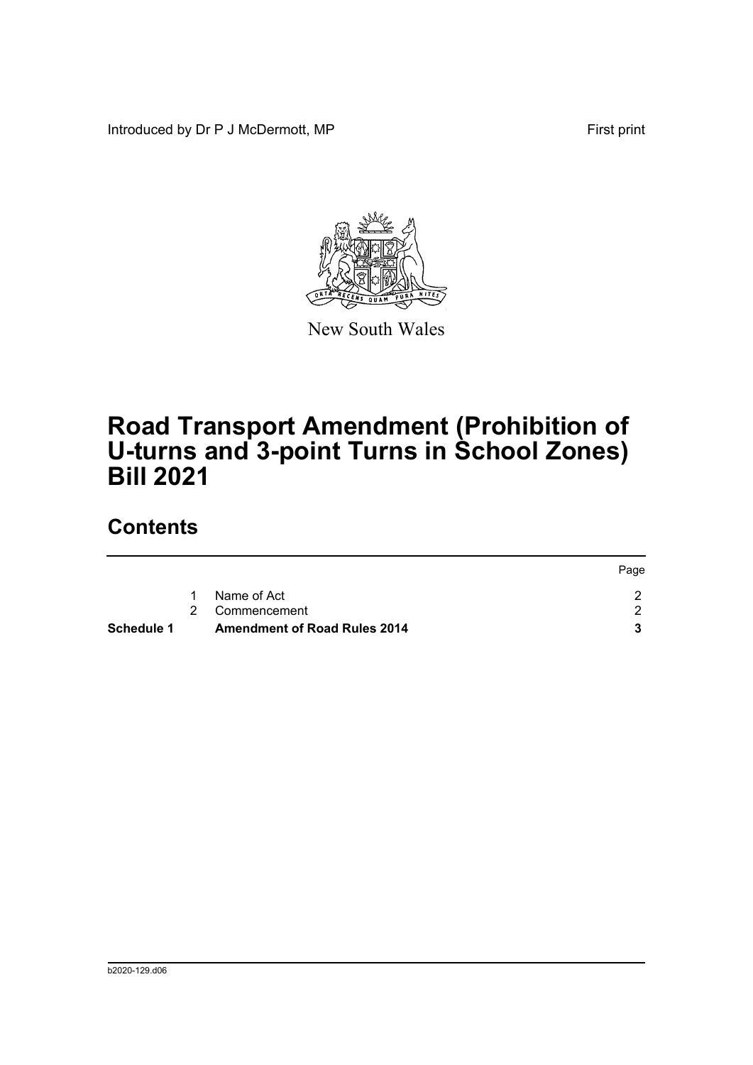Introduced by Dr P J McDermott, MP First print

New South Wales

# Road Transport Amendment (Prohibition of U-turns and 3-point Turns in School Zones) Bill 2021

## Contents

| | | | Page |
|---|---|---|---|
| | 1 | Name of Act | 2 |
| | 2 | Commencement | 2 |
| **Schedule 1** | | **Amendment of Road Rules 2014** | **3** |

b2020-129.d06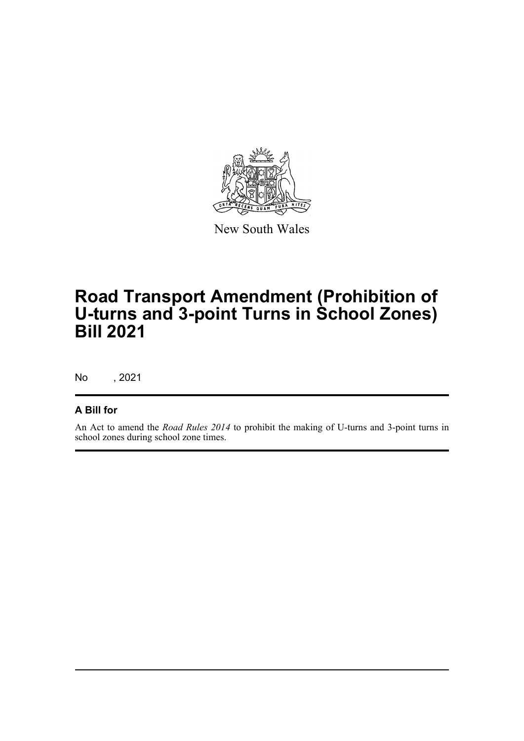New South Wales

# Road Transport Amendment (Prohibition of U-turns and 3-point Turns in School Zones) Bill 2021

No , 2021

## A Bill for

An Act to amend the *Road Rules 2014* to prohibit the making of U-turns and 3-point turns in school zones during school zone times.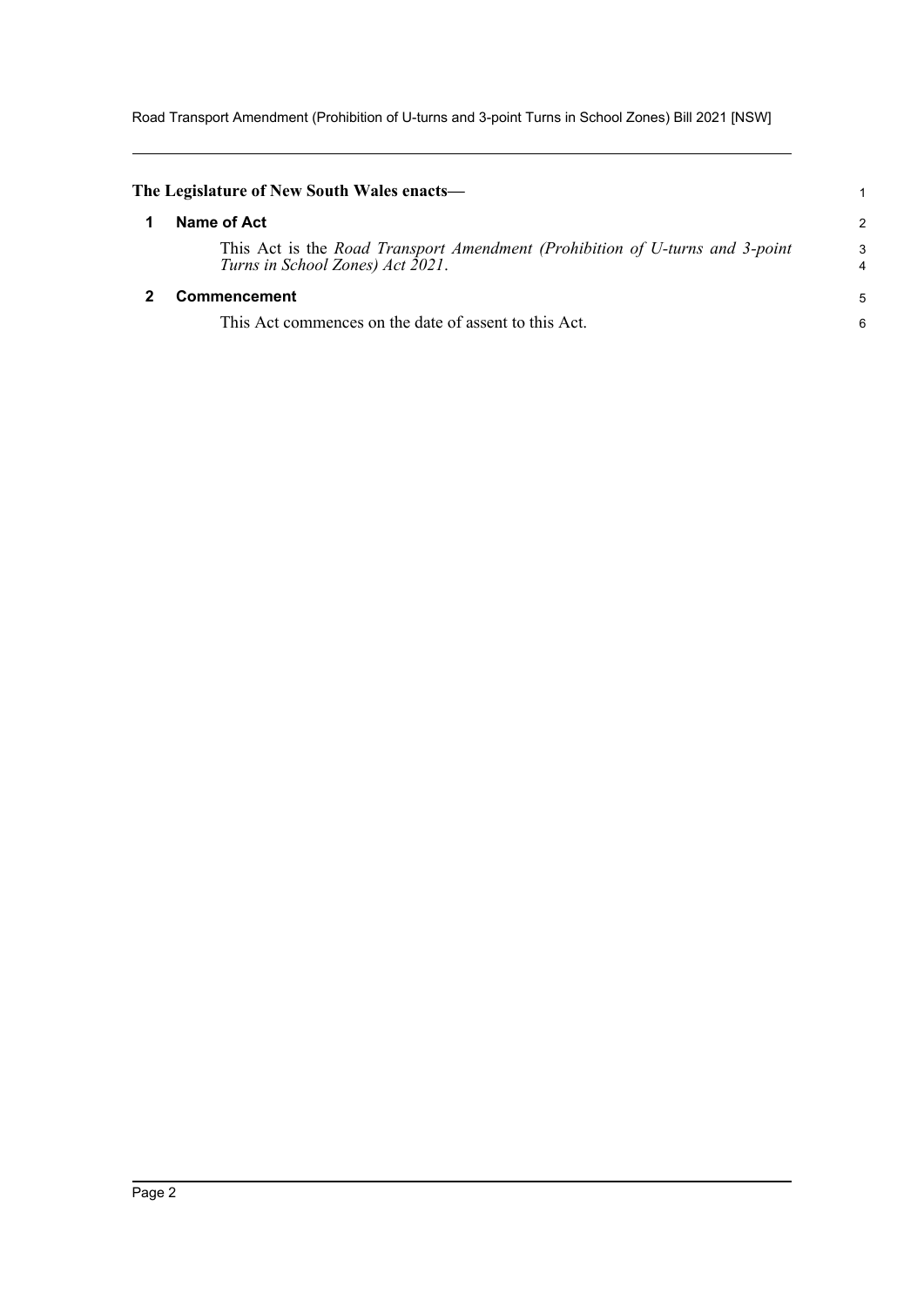**The Legislature of New South Wales enacts—**

## 1 Name of Act

This Act is the *Road Transport Amendment (Prohibition of U-turns and 3-point Turns in School Zones) Act 2021*.

## 2 Commencement

This Act commences on the date of assent to this Act.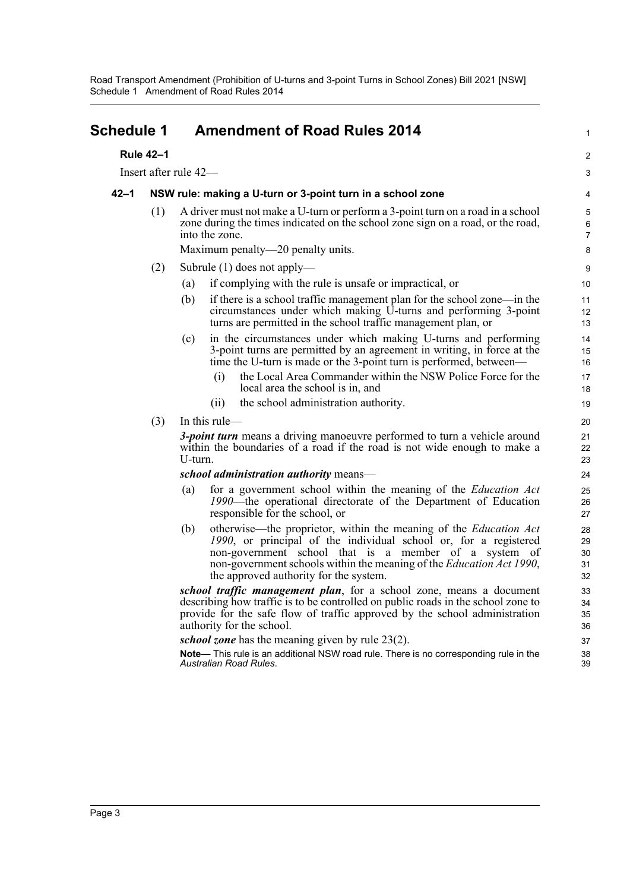# Schedule 1 Amendment of Road Rules 2014

**Rule 42–1**

Insert after rule 42—

### 42–1 NSW rule: making a U-turn or 3-point turn in a school zone

(1) A driver must not make a U-turn or perform a 3-point turn on a road in a school zone during the times indicated on the school zone sign on a road, or the road, into the zone.

Maximum penalty—20 penalty units.

(2) Subrule (1) does not apply—

(a) if complying with the rule is unsafe or impractical, or

(b) if there is a school traffic management plan for the school zone—in the circumstances under which making U-turns and performing 3-point turns are permitted in the school traffic management plan, or

(c) in the circumstances under which making U-turns and performing 3-point turns are permitted by an agreement in writing, in force at the time the U-turn is made or the 3-point turn is performed, between—

(i) the Local Area Commander within the NSW Police Force for the local area the school is in, and

(ii) the school administration authority.

(3) In this rule—

***3-point turn*** means a driving manoeuvre performed to turn a vehicle around within the boundaries of a road if the road is not wide enough to make a U-turn.

***school administration authority*** means—

(a) for a government school within the meaning of the *Education Act 1990*—the operational directorate of the Department of Education responsible for the school, or

(b) otherwise—the proprietor, within the meaning of the *Education Act 1990*, or principal of the individual school or, for a registered non-government school that is a member of a system of non-government schools within the meaning of the *Education Act 1990*, the approved authority for the system.

***school traffic management plan***, for a school zone, means a document describing how traffic is to be controlled on public roads in the school zone to provide for the safe flow of traffic approved by the school administration authority for the school.

***school zone*** has the meaning given by rule 23(2).

**Note—** This rule is an additional NSW road rule. There is no corresponding rule in the *Australian Road Rules*.